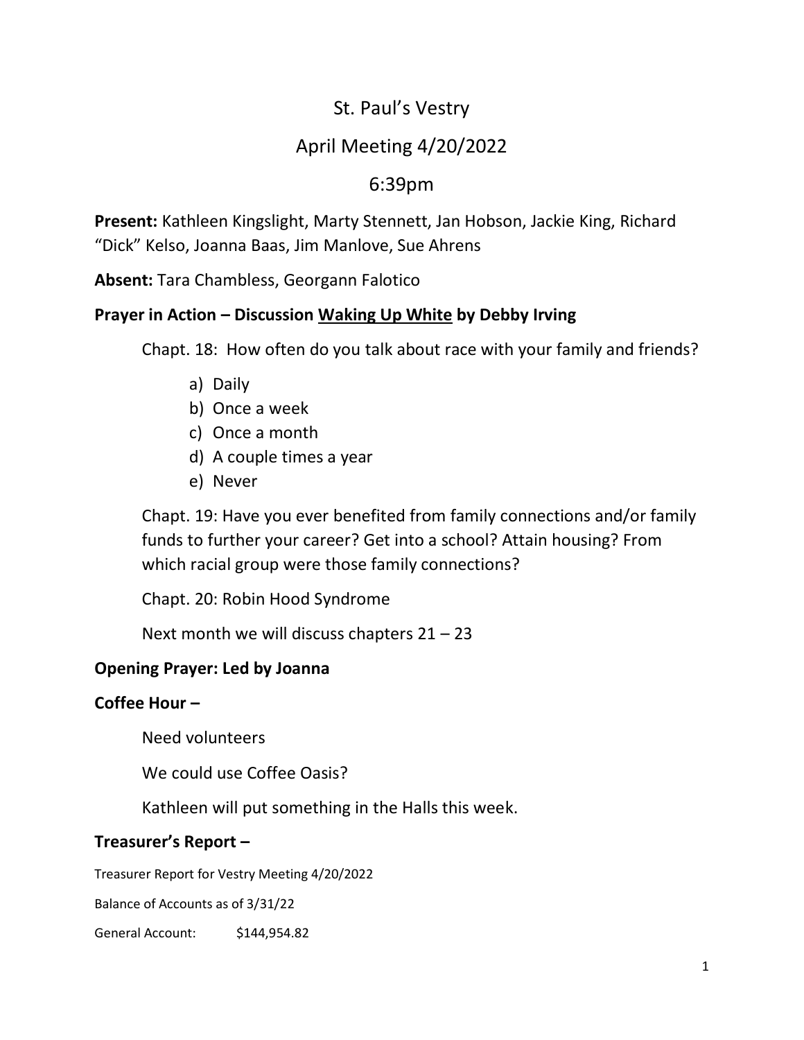# St. Paul's Vestry

## April Meeting 4/20/2022

## 6:39pm

**Present:** Kathleen Kingslight, Marty Stennett, Jan Hobson, Jackie King, Richard "Dick" Kelso, Joanna Baas, Jim Manlove, Sue Ahrens

**Absent:** Tara Chambless, Georgann Falotico

### Prayer in Action – Discussion <u>Waking Up White</u> by Debby Irving

Chapt. 18: How often do you talk about race with your family and friends?

a) Daily
b) Once a week
c) Once a month
d) A couple times a year
e) Never

Chapt. 19: Have you ever benefited from family connections and/or family funds to further your career? Get into a school? Attain housing? From which racial group were those family connections?

Chapt. 20: Robin Hood Syndrome

Next month we will discuss chapters 21 – 23

### Opening Prayer: Led by Joanna

### Coffee Hour –

Need volunteers

We could use Coffee Oasis?

Kathleen will put something in the Halls this week.

### Treasurer's Report –

Treasurer Report for Vestry Meeting 4/20/2022

Balance of Accounts as of 3/31/22

General Account: $144,954.82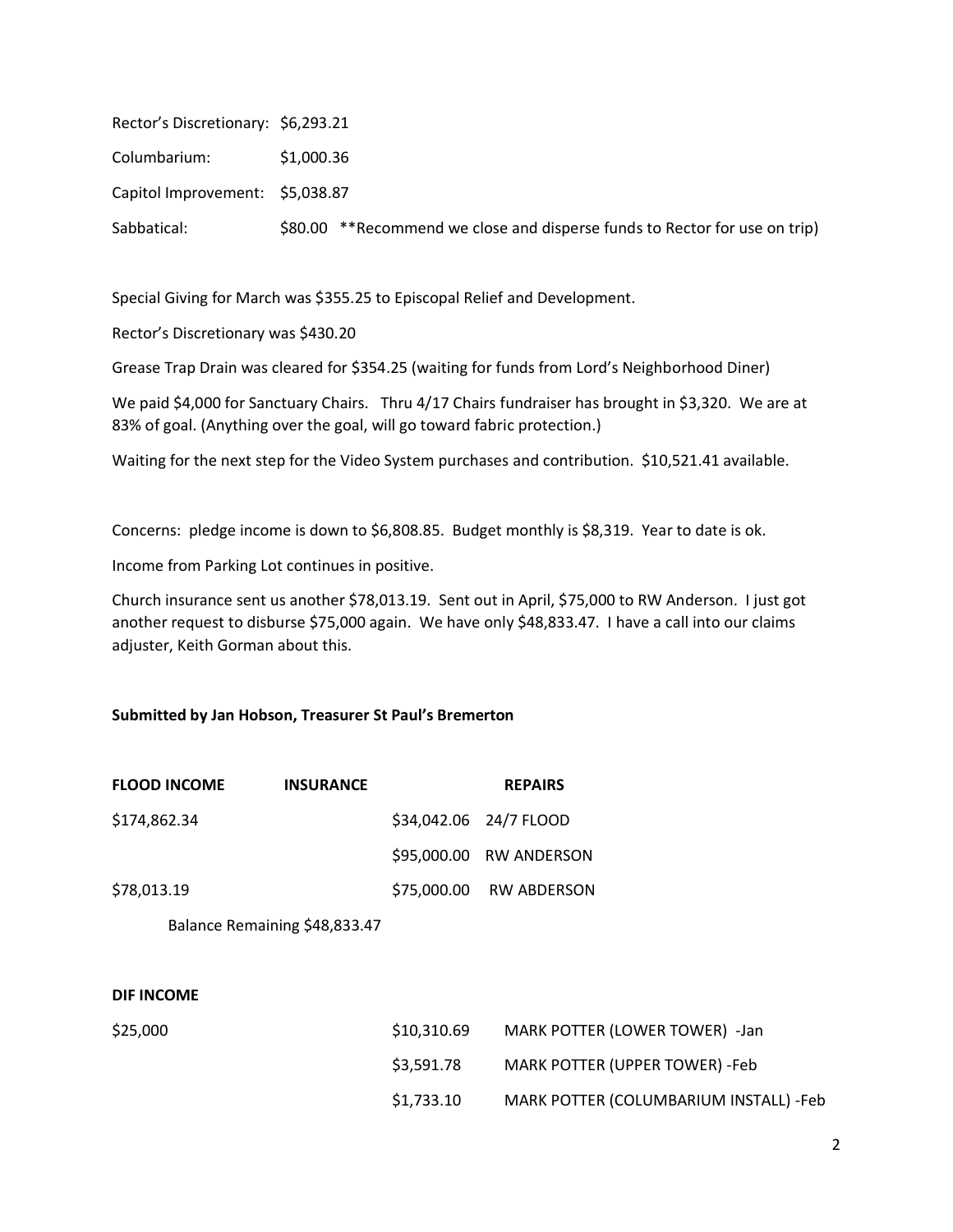| | |
|---|---|
| Rector's Discretionary: | $6,293.21 |
| Columbarium: | $1,000.36 |
| Capitol Improvement: | $5,038.87 |
| Sabbatical: | $80.00 **Recommend we close and disperse funds to Rector for use on trip) |

Special Giving for March was $355.25 to Episcopal Relief and Development.

Rector's Discretionary was $430.20

Grease Trap Drain was cleared for $354.25 (waiting for funds from Lord's Neighborhood Diner)

We paid $4,000 for Sanctuary Chairs. Thru 4/17 Chairs fundraiser has brought in $3,320. We are at 83% of goal. (Anything over the goal, will go toward fabric protection.)

Waiting for the next step for the Video System purchases and contribution. $10,521.41 available.

Concerns: pledge income is down to $6,808.85. Budget monthly is $8,319. Year to date is ok.

Income from Parking Lot continues in positive.

Church insurance sent us another $78,013.19. Sent out in April, $75,000 to RW Anderson. I just got another request to disburse $75,000 again. We have only $48,833.47. I have a call into our claims adjuster, Keith Gorman about this.

**Submitted by Jan Hobson, Treasurer St Paul's Bremerton**

| **FLOOD INCOME** | **INSURANCE** | | **REPAIRS** |
|---|---|---|---|
| $174,862.34 | | $34,042.06 | 24/7 FLOOD |
| | | $95,000.00 | RW ANDERSON |
| $78,013.19 | | $75,000.00 | RW ABDERSON |
| | Balance Remaining $48,833.47 | | |

**DIF INCOME**

| | | |
|---|---|---|
| $25,000 | $10,310.69 | MARK POTTER (LOWER TOWER) -Jan |
| | $3,591.78 | MARK POTTER (UPPER TOWER) -Feb |
| | $1,733.10 | MARK POTTER (COLUMBARIUM INSTALL) -Feb |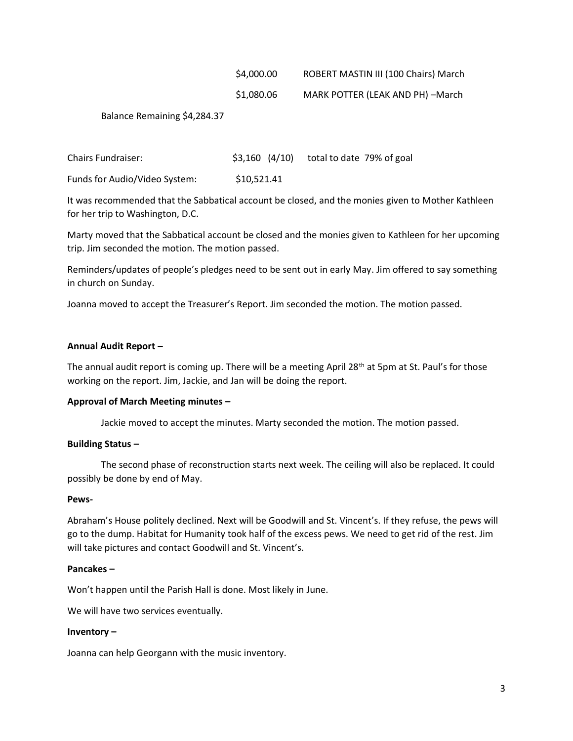| | |
|---|---|
| $4,000.00 | ROBERT MASTIN III (100 Chairs) March |
| $1,080.06 | MARK POTTER (LEAK AND PH) –March |

Balance Remaining $4,284.37

Chairs Fundraiser: $3,160 (4/10) total to date 79% of goal

Funds for Audio/Video System: $10,521.41

It was recommended that the Sabbatical account be closed, and the monies given to Mother Kathleen for her trip to Washington, D.C.

Marty moved that the Sabbatical account be closed and the monies given to Kathleen for her upcoming trip. Jim seconded the motion. The motion passed.

Reminders/updates of people's pledges need to be sent out in early May. Jim offered to say something in church on Sunday.

Joanna moved to accept the Treasurer's Report. Jim seconded the motion. The motion passed.

**Annual Audit Report –**

The annual audit report is coming up. There will be a meeting April 28th at 5pm at St. Paul's for those working on the report. Jim, Jackie, and Jan will be doing the report.

**Approval of March Meeting minutes –**

Jackie moved to accept the minutes. Marty seconded the motion. The motion passed.

**Building Status –**

The second phase of reconstruction starts next week. The ceiling will also be replaced. It could possibly be done by end of May.

**Pews-**

Abraham's House politely declined. Next will be Goodwill and St. Vincent's. If they refuse, the pews will go to the dump. Habitat for Humanity took half of the excess pews. We need to get rid of the rest. Jim will take pictures and contact Goodwill and St. Vincent's.

**Pancakes –**

Won't happen until the Parish Hall is done. Most likely in June.

We will have two services eventually.

**Inventory –**

Joanna can help Georgann with the music inventory.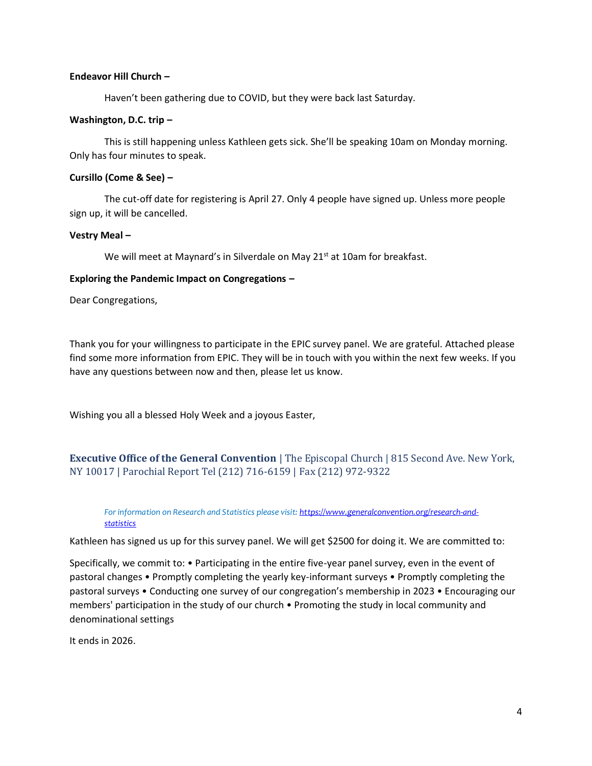**Endeavor Hill Church –**

Haven't been gathering due to COVID, but they were back last Saturday.

**Washington, D.C. trip –**

This is still happening unless Kathleen gets sick. She'll be speaking 10am on Monday morning. Only has four minutes to speak.

**Cursillo (Come & See) –**

The cut-off date for registering is April 27. Only 4 people have signed up. Unless more people sign up, it will be cancelled.

**Vestry Meal –**

We will meet at Maynard's in Silverdale on May 21st at 10am for breakfast.

**Exploring the Pandemic Impact on Congregations –**

Dear Congregations,

Thank you for your willingness to participate in the EPIC survey panel. We are grateful. Attached please find some more information from EPIC. They will be in touch with you within the next few weeks. If you have any questions between now and then, please let us know.

Wishing you all a blessed Holy Week and a joyous Easter,

**Executive Office of the General Convention** | The Episcopal Church | 815 Second Ave. New York, NY 10017 | Parochial Report Tel (212) 716-6159 | Fax (212) 972-9322

*For information on Research and Statistics please visit: [https://www.generalconvention.org/research-and-statistics](https://www.generalconvention.org/research-and-statistics)*

Kathleen has signed us up for this survey panel. We will get $2500 for doing it. We are committed to:

Specifically, we commit to: • Participating in the entire five-year panel survey, even in the event of pastoral changes • Promptly completing the yearly key-informant surveys • Promptly completing the pastoral surveys • Conducting one survey of our congregation's membership in 2023 • Encouraging our members' participation in the study of our church • Promoting the study in local community and denominational settings

It ends in 2026.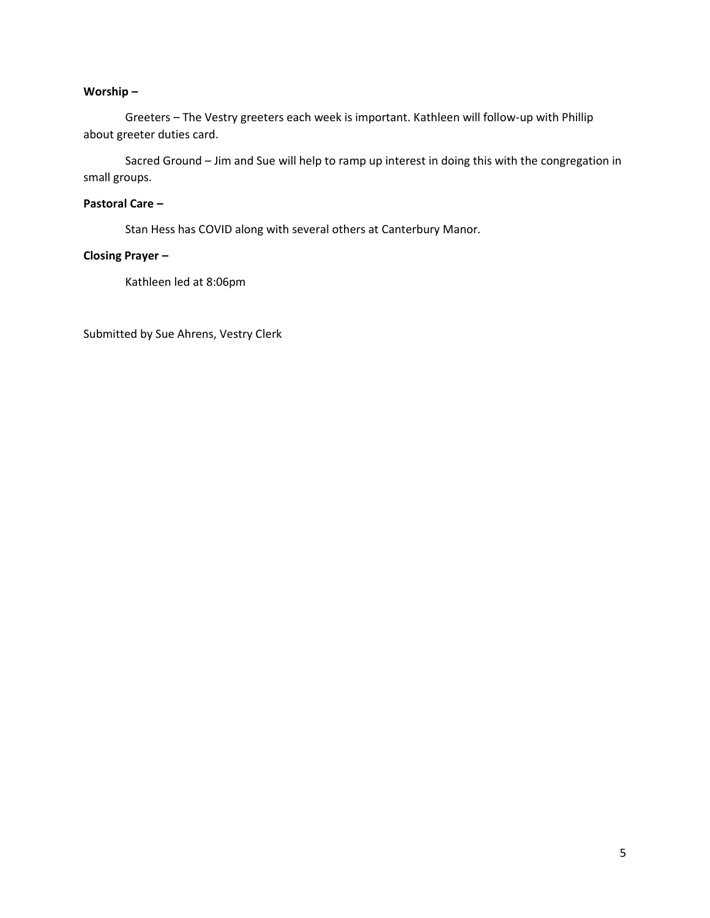**Worship –**

Greeters – The Vestry greeters each week is important. Kathleen will follow-up with Phillip about greeter duties card.

Sacred Ground – Jim and Sue will help to ramp up interest in doing this with the congregation in small groups.

**Pastoral Care –**

Stan Hess has COVID along with several others at Canterbury Manor.

**Closing Prayer –**

Kathleen led at 8:06pm

Submitted by Sue Ahrens, Vestry Clerk